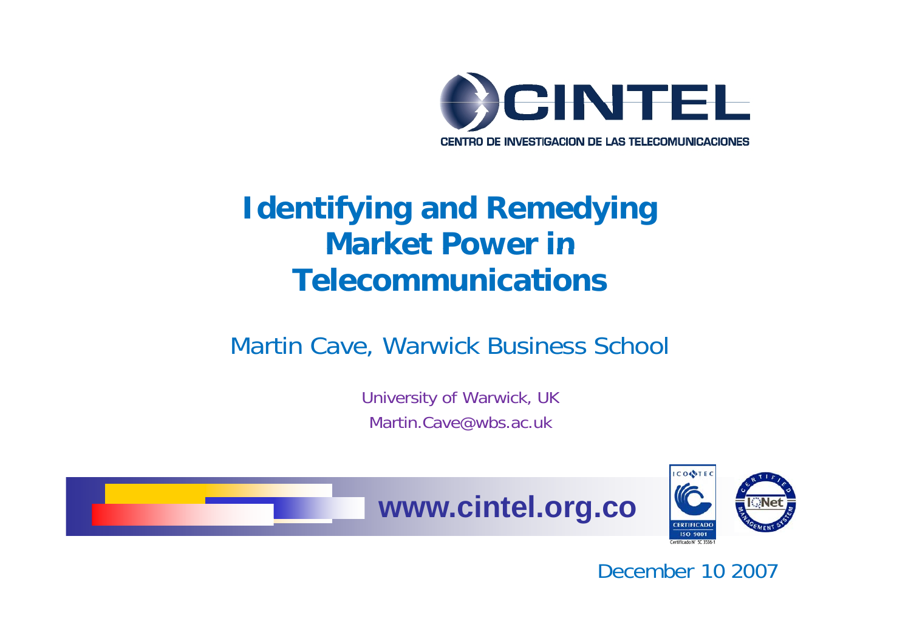CINTEL

CENTRO DE INVESTIGACION DE LAS TELECOMUNICACIONES

# Identifying and Remedying Market Power in Telecommunications

Martin Cave, Warwick Business School

University of Warwick, UK

Martin.Cave@wbs.ac.uk

www.cintel.org.co

ICONTEC CERTIFICADO ISO 9001 Certificado N° SC 3536-1

IQNet CERTIFIED MANAGEMENT SYSTEM

December 10 2007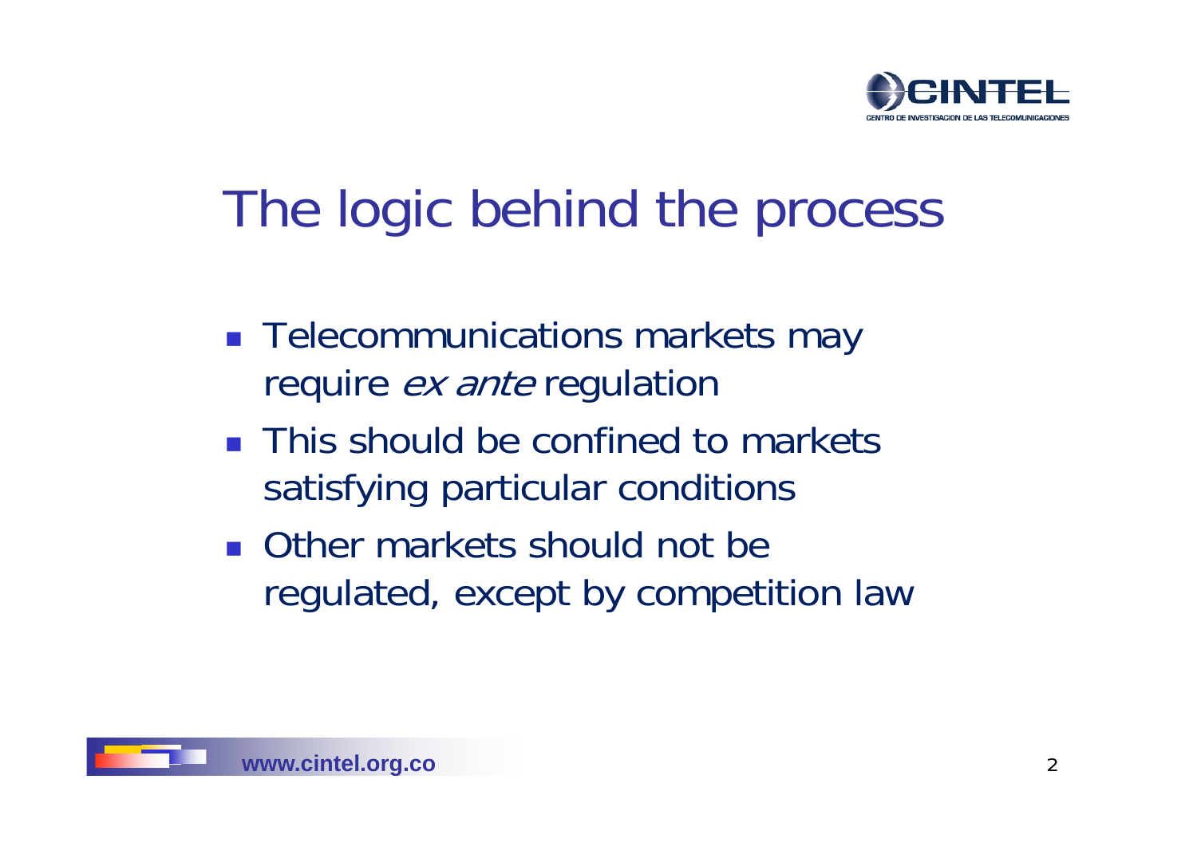# The logic behind the process

- Telecommunications markets may require *ex ante* regulation
- This should be confined to markets satisfying particular conditions
- Other markets should not be regulated, except by competition law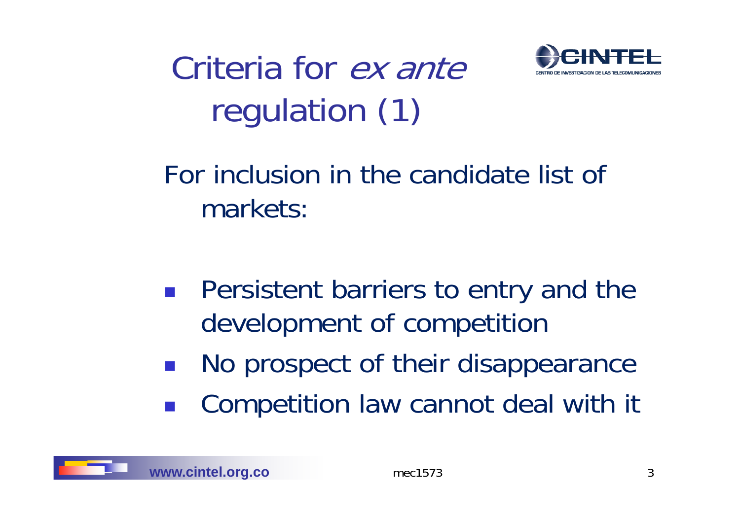# Criteria for *ex ante* regulation (1)

For inclusion in the candidate list of markets:

- Persistent barriers to entry and the development of competition
- No prospect of their disappearance
- Competition law cannot deal with it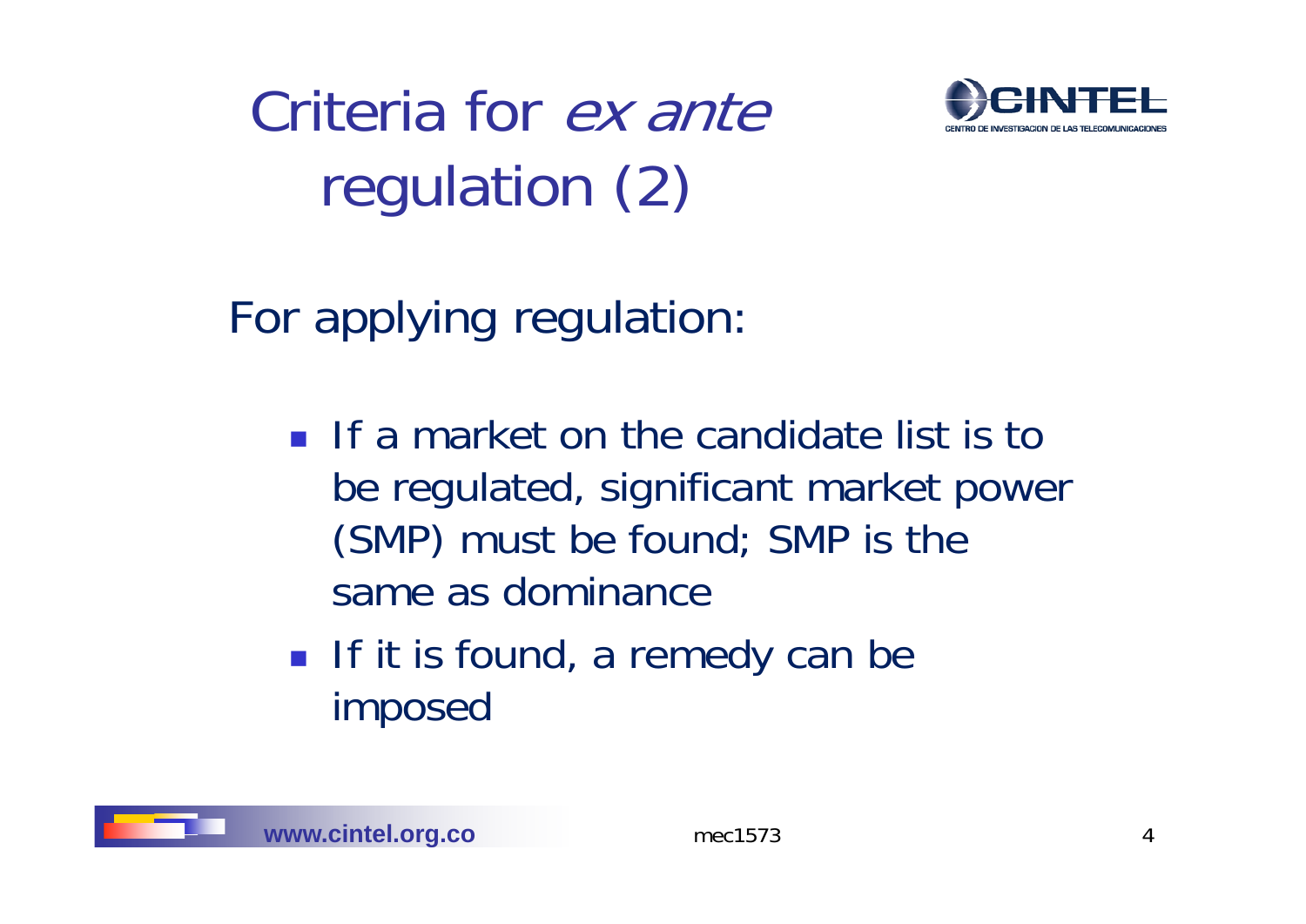# Criteria for *ex ante* regulation (2)

For applying regulation:

- If a market on the candidate list is to be regulated, significant market power (SMP) must be found; SMP is the same as dominance
- If it is found, a remedy can be imposed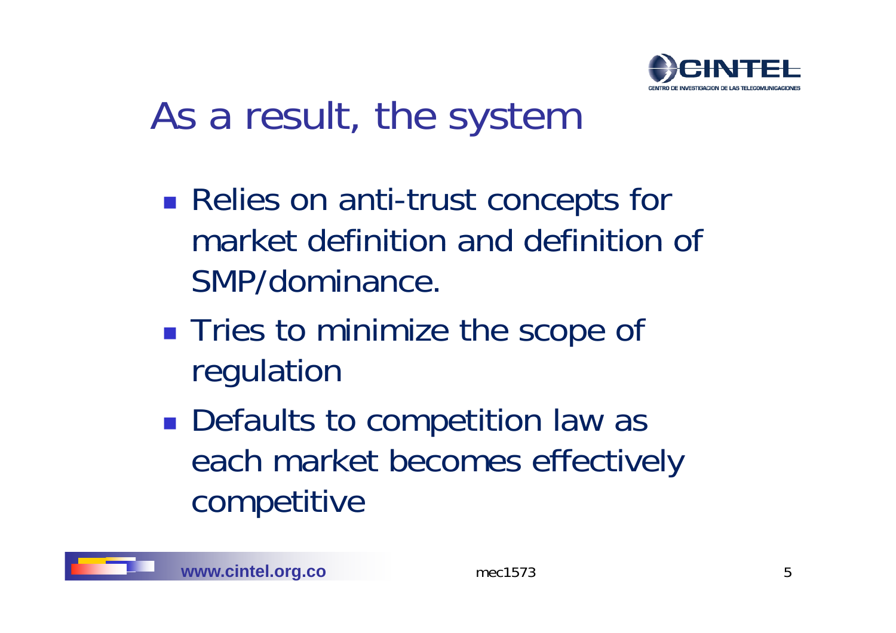# As a result, the system

- Relies on anti-trust concepts for market definition and definition of SMP/dominance.
- Tries to minimize the scope of regulation
- Defaults to competition law as each market becomes effectively competitive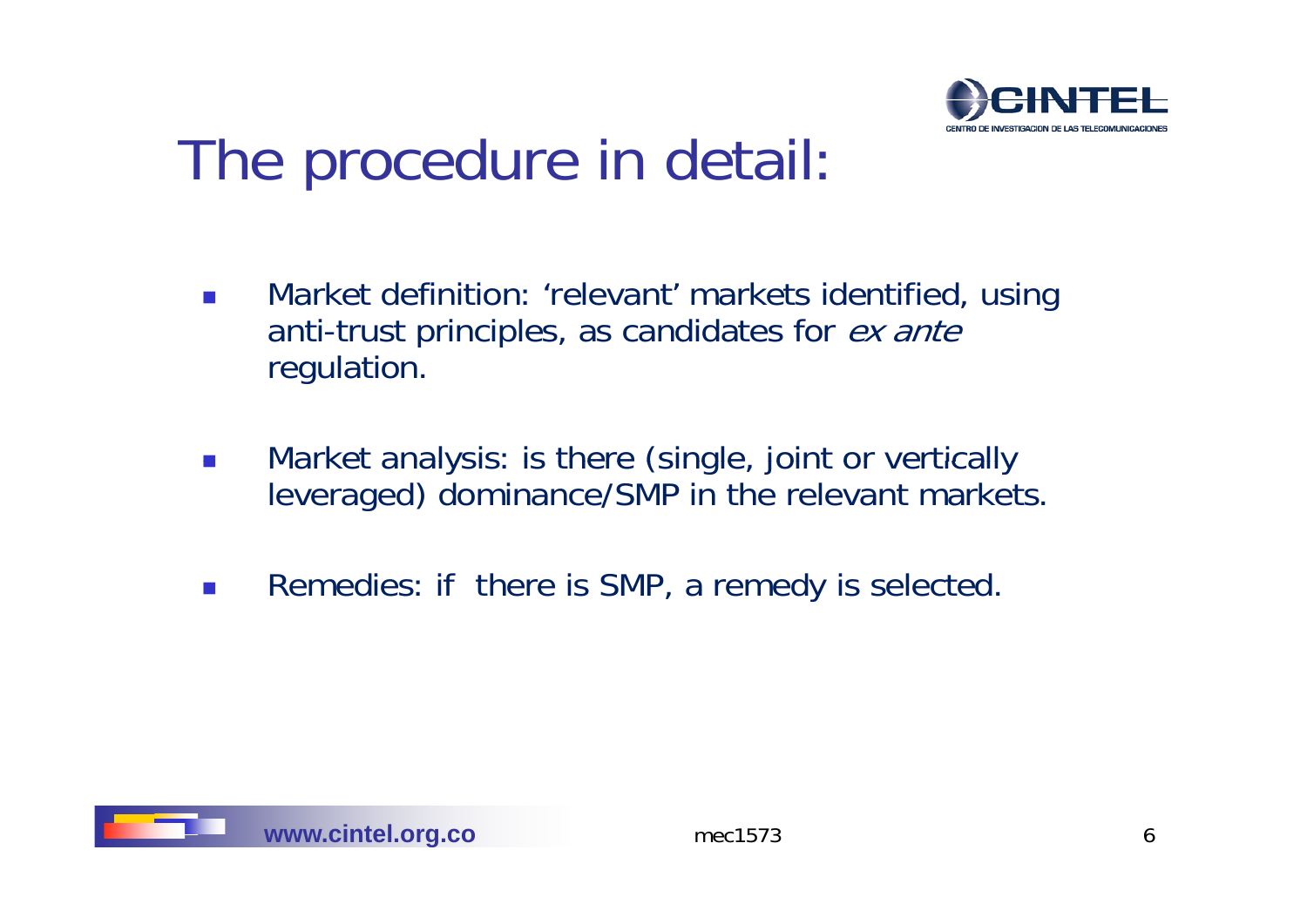# The procedure in detail:

- Market definition: 'relevant' markets identified, using anti-trust principles, as candidates for *ex ante* regulation.

- Market analysis: is there (single, joint or vertically leveraged) dominance/SMP in the relevant markets.

- Remedies: if there is SMP, a remedy is selected.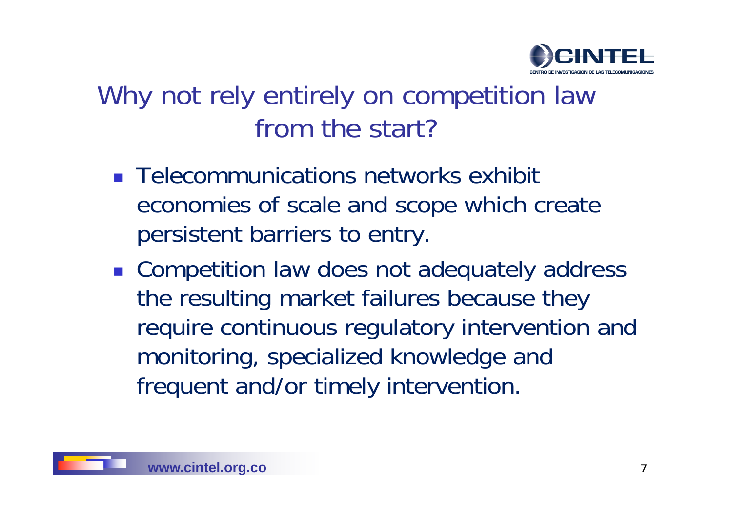# Why not rely entirely on competition law from the start?

- Telecommunications networks exhibit economies of scale and scope which create persistent barriers to entry.
- Competition law does not adequately address the resulting market failures because they require continuous regulatory intervention and monitoring, specialized knowledge and frequent and/or timely intervention.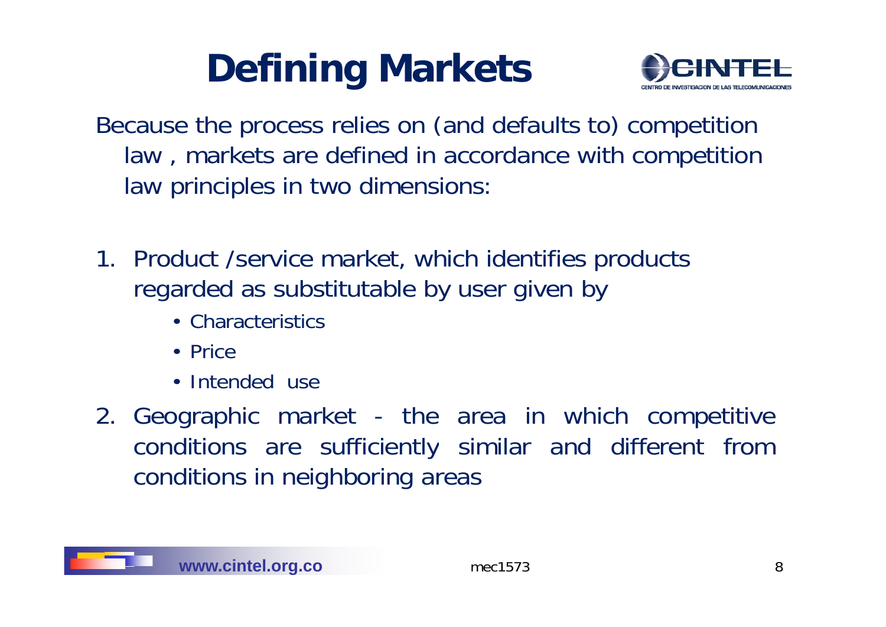# Defining Markets

Because the process relies on (and defaults to) competition law , markets are defined in accordance with competition law principles in two dimensions:

1. Product /service market, which identifies products regarded as substitutable by user given by
   - Characteristics
   - Price
   - Intended use
2. Geographic market - the area in which competitive conditions are sufficiently similar and different from conditions in neighboring areas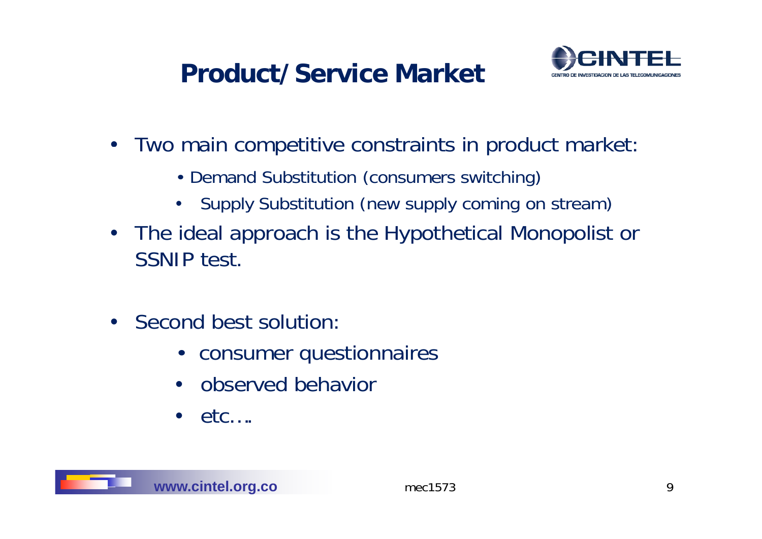# Product/Service Market

- Two main competitive constraints in product market:
  - Demand Substitution (consumers switching)
  - Supply Substitution (new supply coming on stream)
- The ideal approach is the Hypothetical Monopolist or SSNIP test.
- Second best solution:
  - consumer questionnaires
  - observed behavior
  - etc….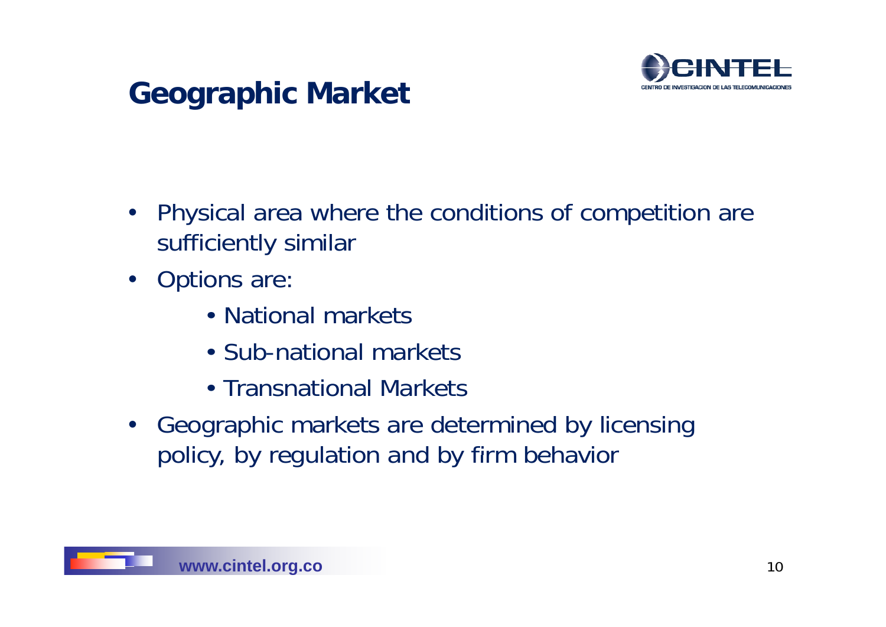# Geographic Market

- Physical area where the conditions of competition are sufficiently similar
- Options are:
  - National markets
  - Sub-national markets
  - Transnational Markets
- Geographic markets are determined by licensing policy, by regulation and by firm behavior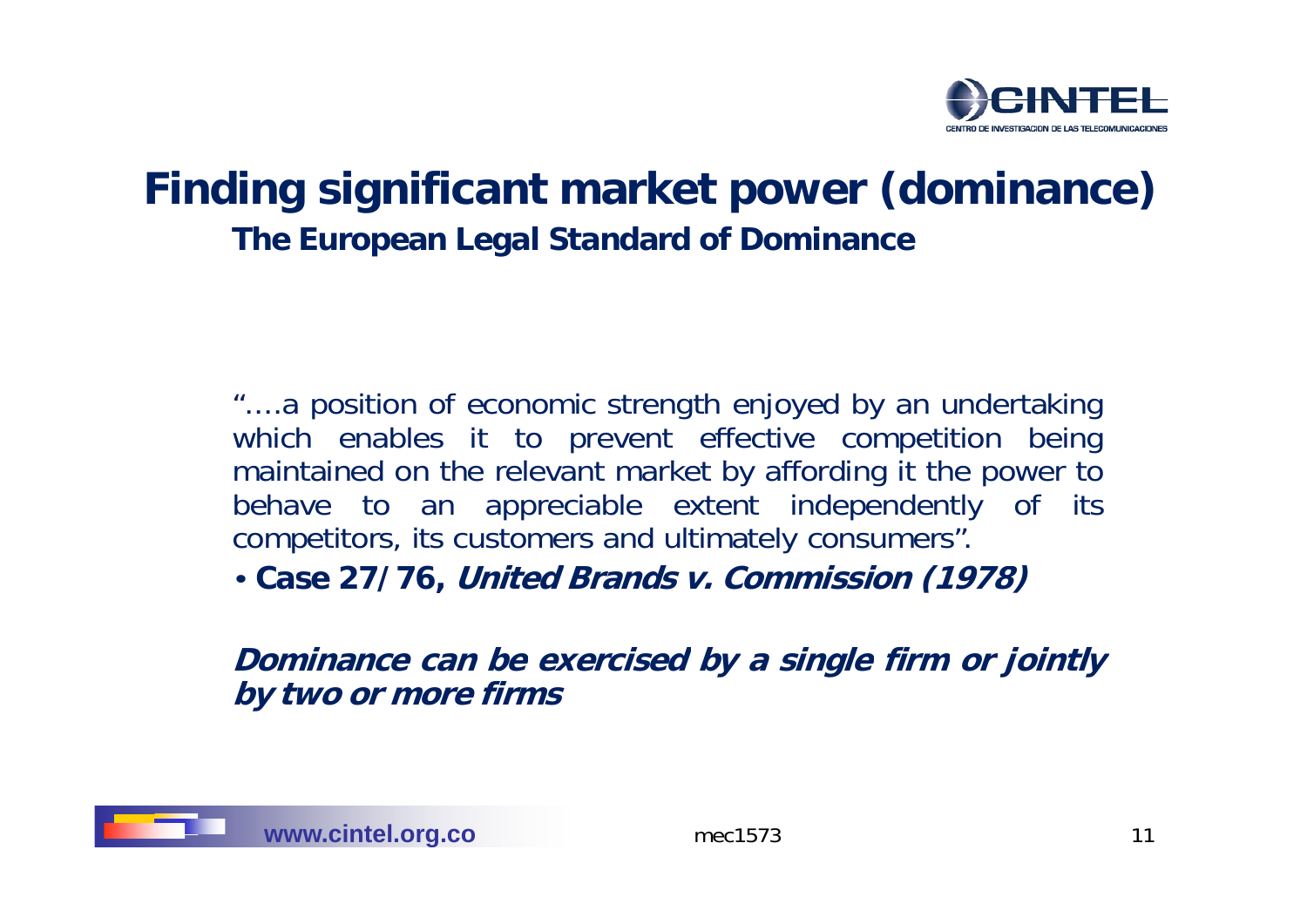# Finding significant market power (dominance)

## The European Legal Standard of Dominance

"….a position of economic strength enjoyed by an undertaking which enables it to prevent effective competition being maintained on the relevant market by affording it the power to behave to an appreciable extent independently of its competitors, its customers and ultimately consumers".

- **Case 27/76, *United Brands v. Commission (1978)***

***Dominance can be exercised by a single firm or jointly by two or more firms***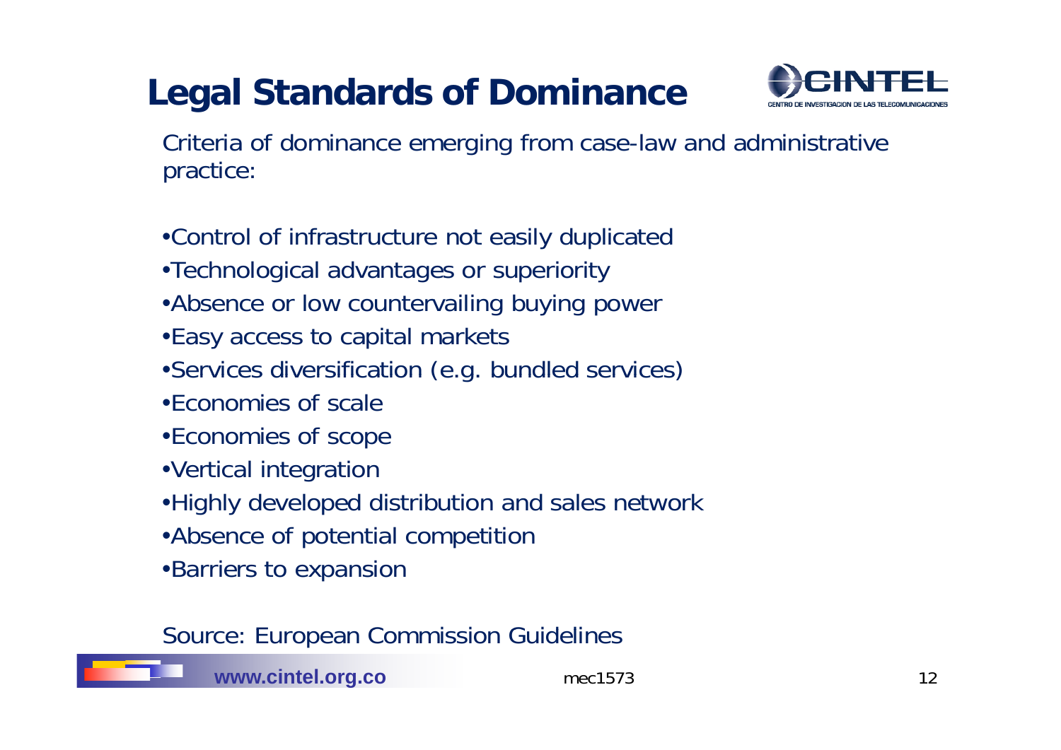# Legal Standards of Dominance

Criteria of dominance emerging from case-law and administrative practice:

- Control of infrastructure not easily duplicated
- Technological advantages or superiority
- Absence or low countervailing buying power
- Easy access to capital markets
- Services diversification (e.g. bundled services)
- Economies of scale
- Economies of scope
- Vertical integration
- Highly developed distribution and sales network
- Absence of potential competition
- Barriers to expansion

Source: European Commission Guidelines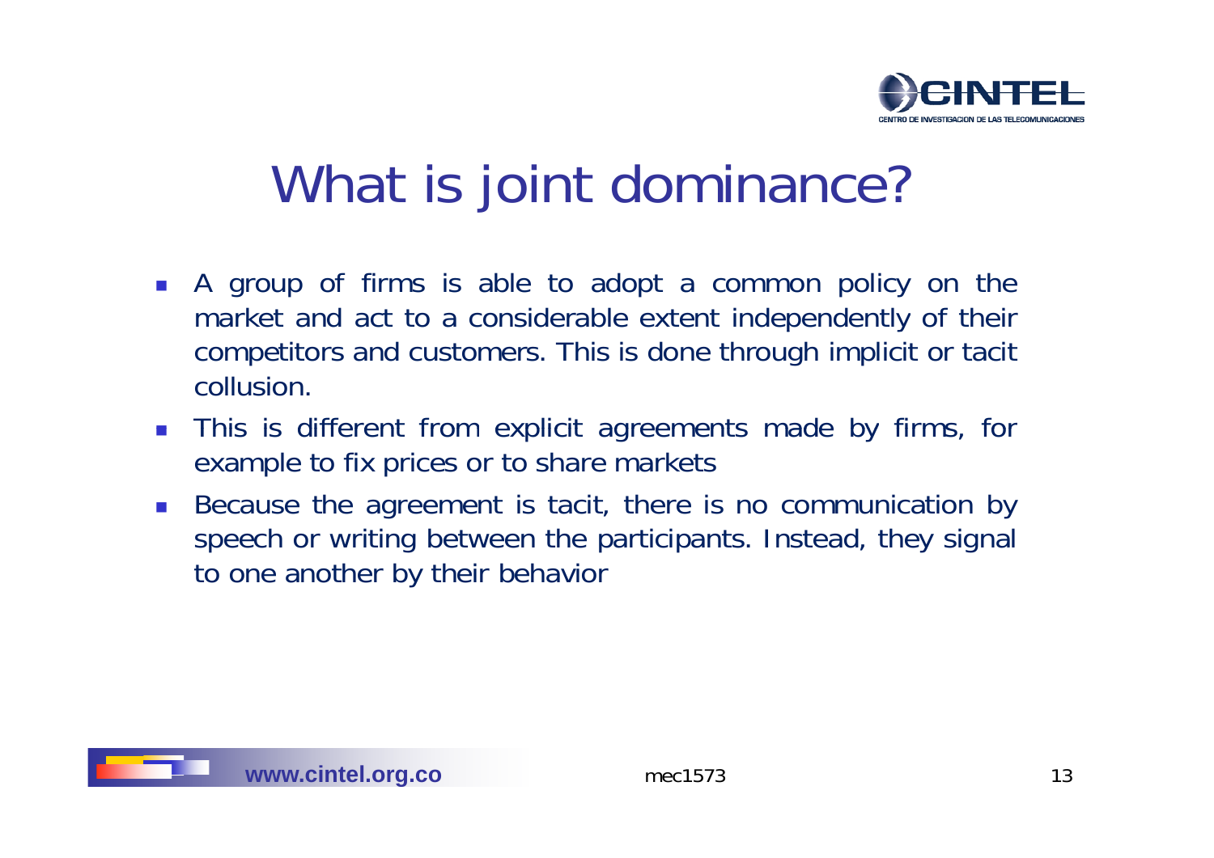# What is joint dominance?

- A group of firms is able to adopt a common policy on the market and act to a considerable extent independently of their competitors and customers. This is done through implicit or tacit collusion.
- This is different from explicit agreements made by firms, for example to fix prices or to share markets
- Because the agreement is tacit, there is no communication by speech or writing between the participants. Instead, they signal to one another by their behavior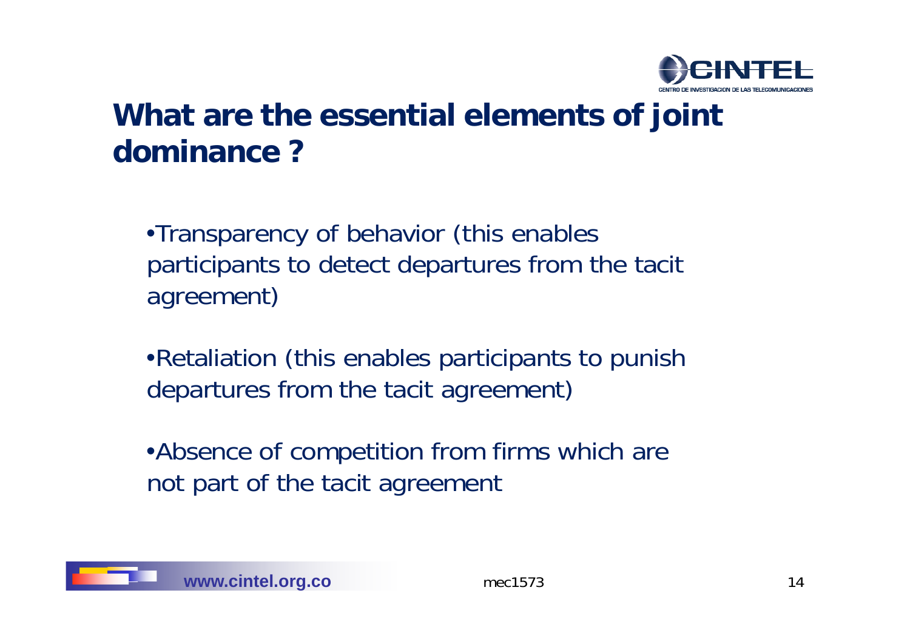# What are the essential elements of joint dominance ?

- Transparency of behavior (this enables participants to detect departures from the tacit agreement)
- Retaliation (this enables participants to punish departures from the tacit agreement)
- Absence of competition from firms which are not part of the tacit agreement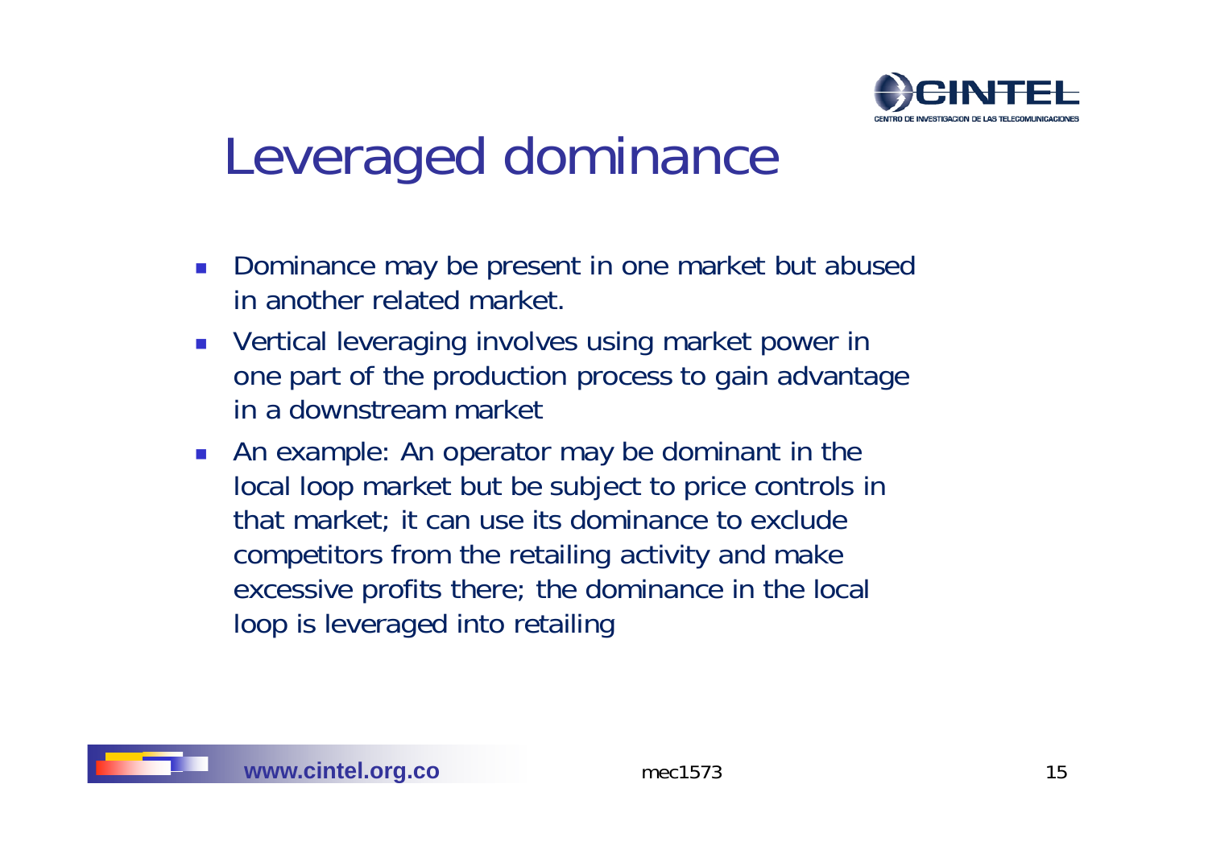# Leveraged dominance

- Dominance may be present in one market but abused in another related market.
- Vertical leveraging involves using market power in one part of the production process to gain advantage in a downstream market
- An example: An operator may be dominant in the local loop market but be subject to price controls in that market; it can use its dominance to exclude competitors from the retailing activity and make excessive profits there; the dominance in the local loop is leveraged into retailing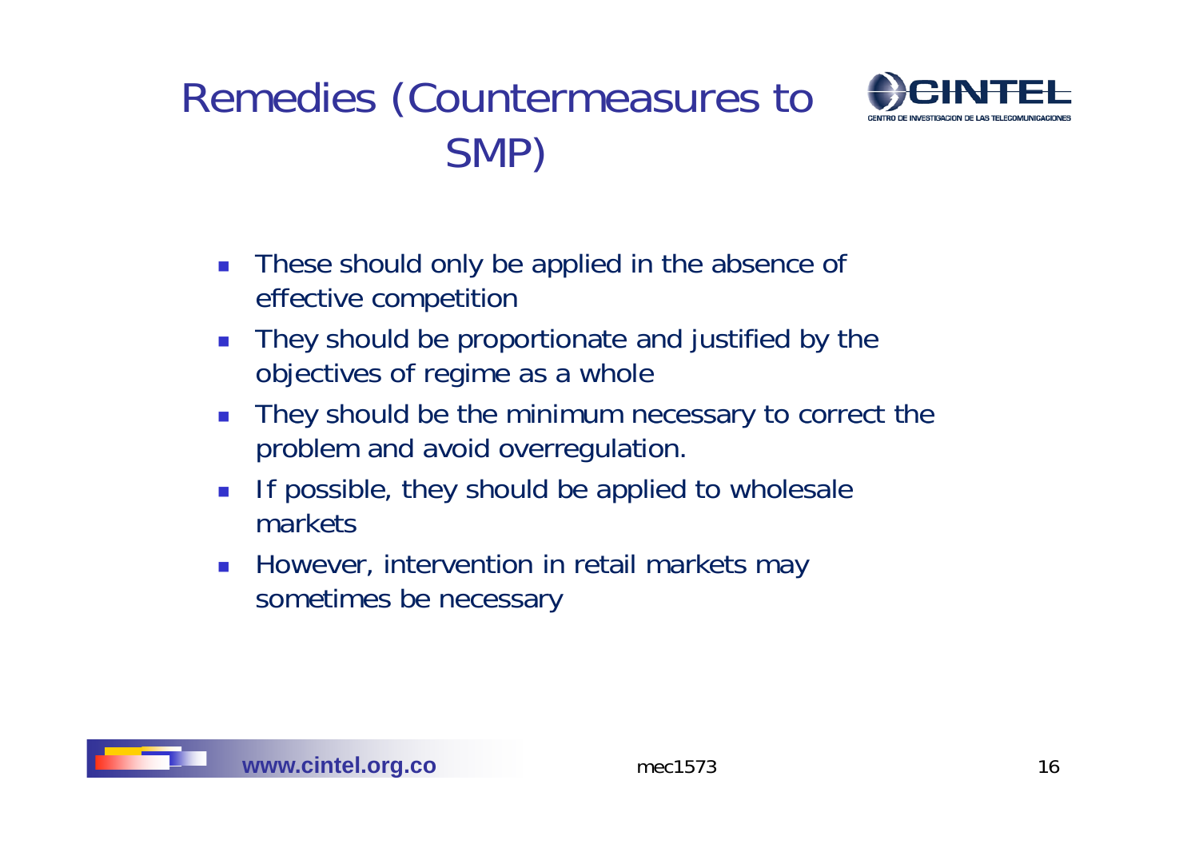# Remedies (Countermeasures to SMP)

- These should only be applied in the absence of effective competition
- They should be proportionate and justified by the objectives of regime as a whole
- They should be the minimum necessary to correct the problem and avoid overregulation.
- If possible, they should be applied to wholesale markets
- However, intervention in retail markets may sometimes be necessary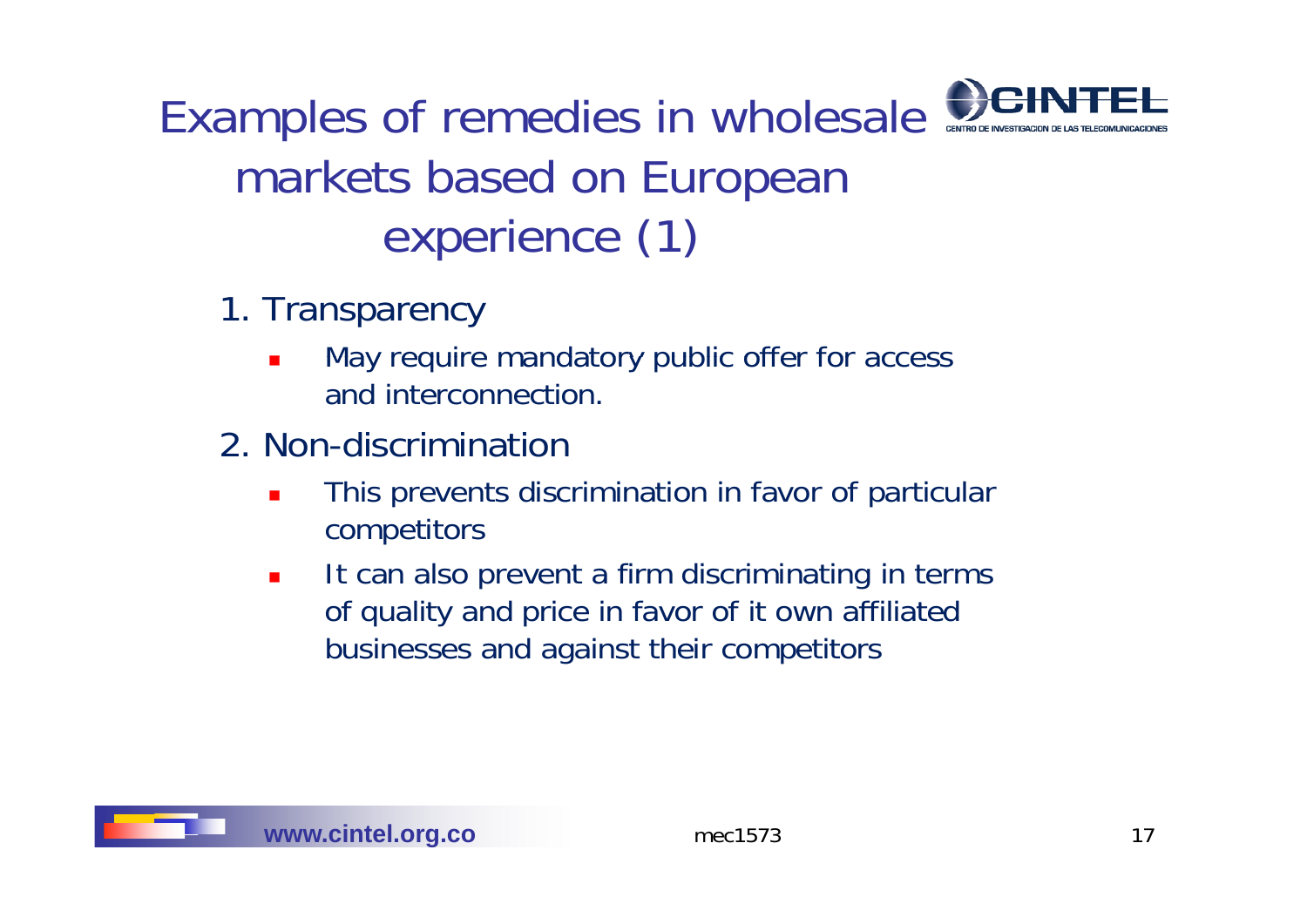# Examples of remedies in wholesale markets based on European experience (1)

1. Transparency
   - May require mandatory public offer for access and interconnection.
2. Non-discrimination
   - This prevents discrimination in favor of particular competitors
   - It can also prevent a firm discriminating in terms of quality and price in favor of it own affiliated businesses and against their competitors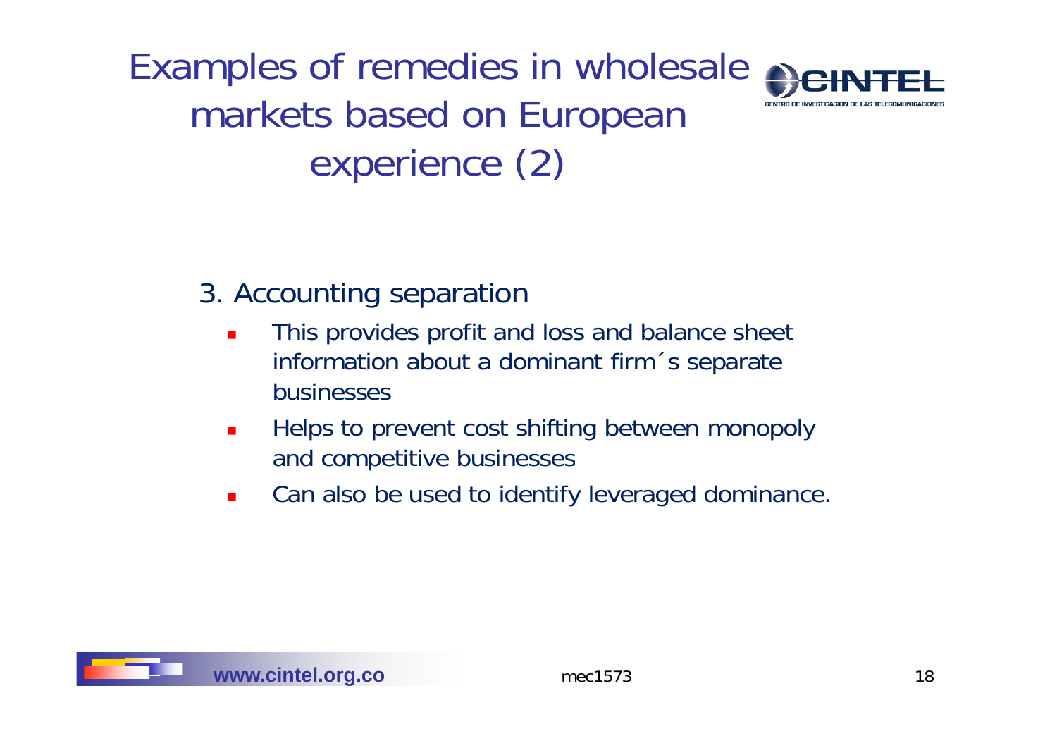# Examples of remedies in wholesale markets based on European experience (2)

3. Accounting separation

- This provides profit and loss and balance sheet information about a dominant firm´s separate businesses
- Helps to prevent cost shifting between monopoly and competitive businesses
- Can also be used to identify leveraged dominance.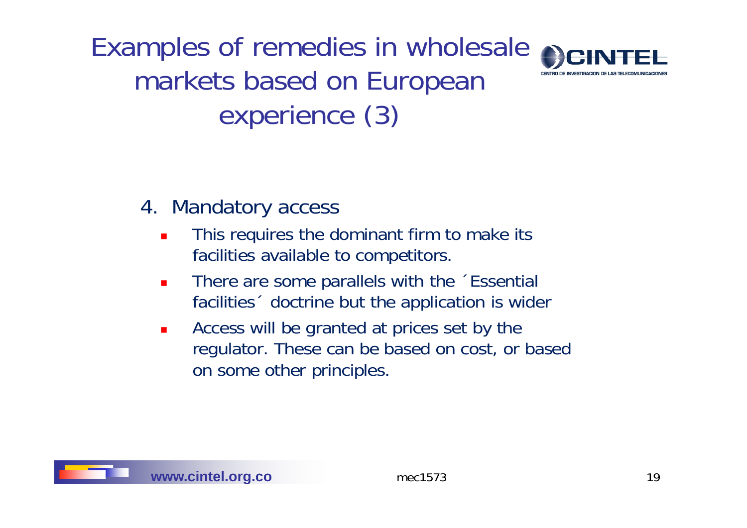# Examples of remedies in wholesale markets based on European experience (3)

4. Mandatory access
   - This requires the dominant firm to make its facilities available to competitors.
   - There are some parallels with the ´Essential facilities´ doctrine but the application is wider
   - Access will be granted at prices set by the regulator. These can be based on cost, or based on some other principles.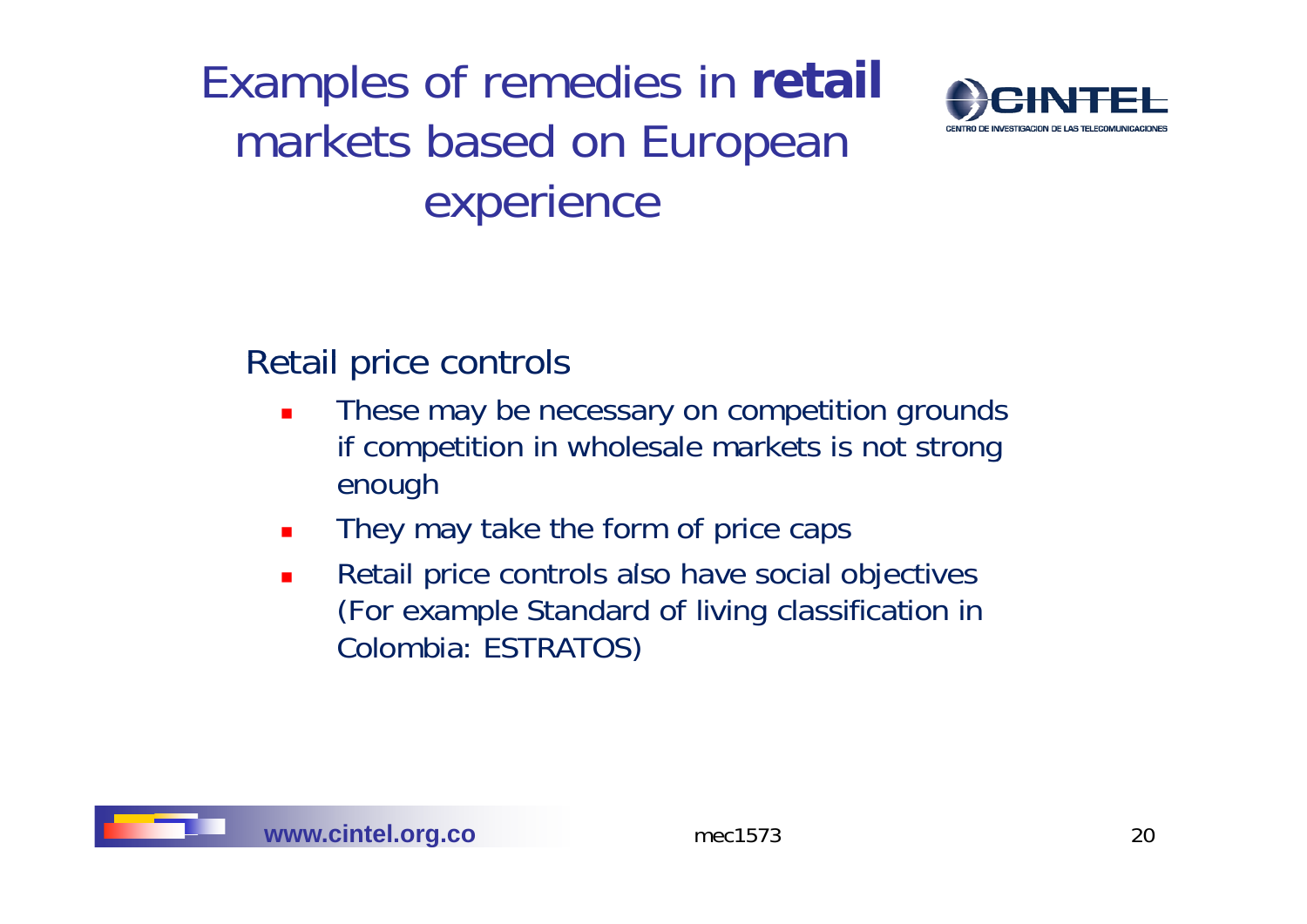# Examples of remedies in **retail** markets based on European experience

Retail price controls

- These may be necessary on competition grounds if competition in wholesale markets is not strong enough
- They may take the form of price caps
- Retail price controls also have social objectives (For example Standard of living classification in Colombia: ESTRATOS)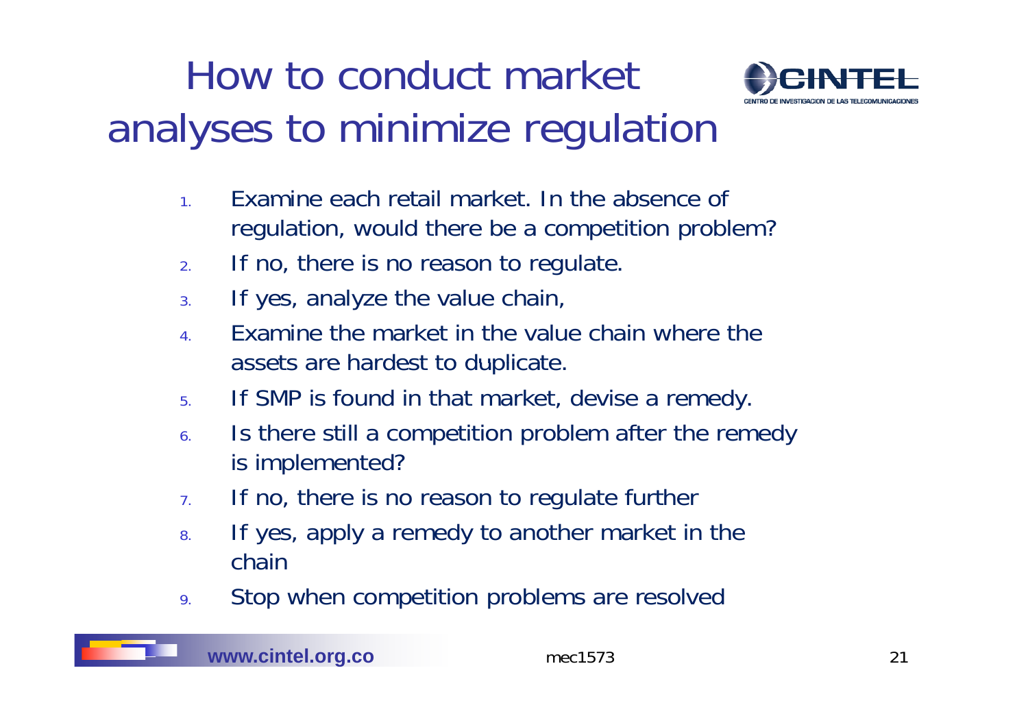# How to conduct market analyses to minimize regulation

1. Examine each retail market. In the absence of regulation, would there be a competition problem?
2. If no, there is no reason to regulate.
3. If yes, analyze the value chain,
4. Examine the market in the value chain where the assets are hardest to duplicate.
5. If SMP is found in that market, devise a remedy.
6. Is there still a competition problem after the remedy is implemented?
7. If no, there is no reason to regulate further
8. If yes, apply a remedy to another market in the chain
9. Stop when competition problems are resolved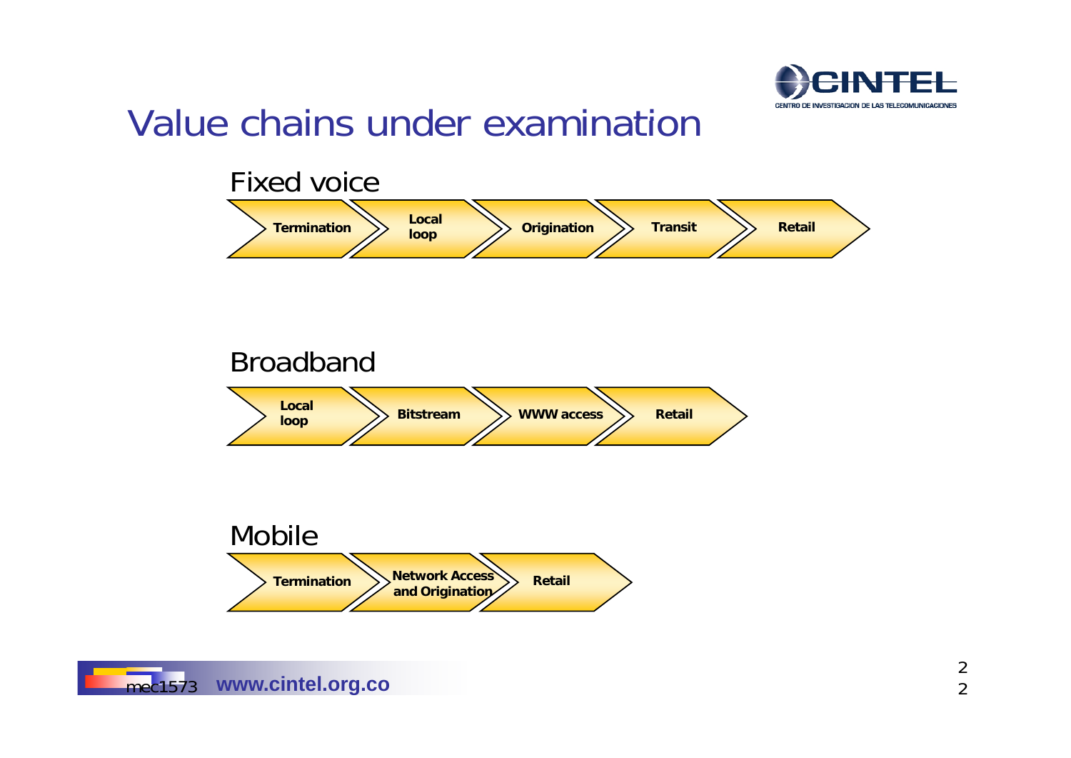# Value chains under examination

## Fixed voice

Termination → Local loop → Origination → Transit → Retail

## Broadband

Local loop → Bitstream → WWW access → Retail

## Mobile

Termination → Network Access and Origination → Retail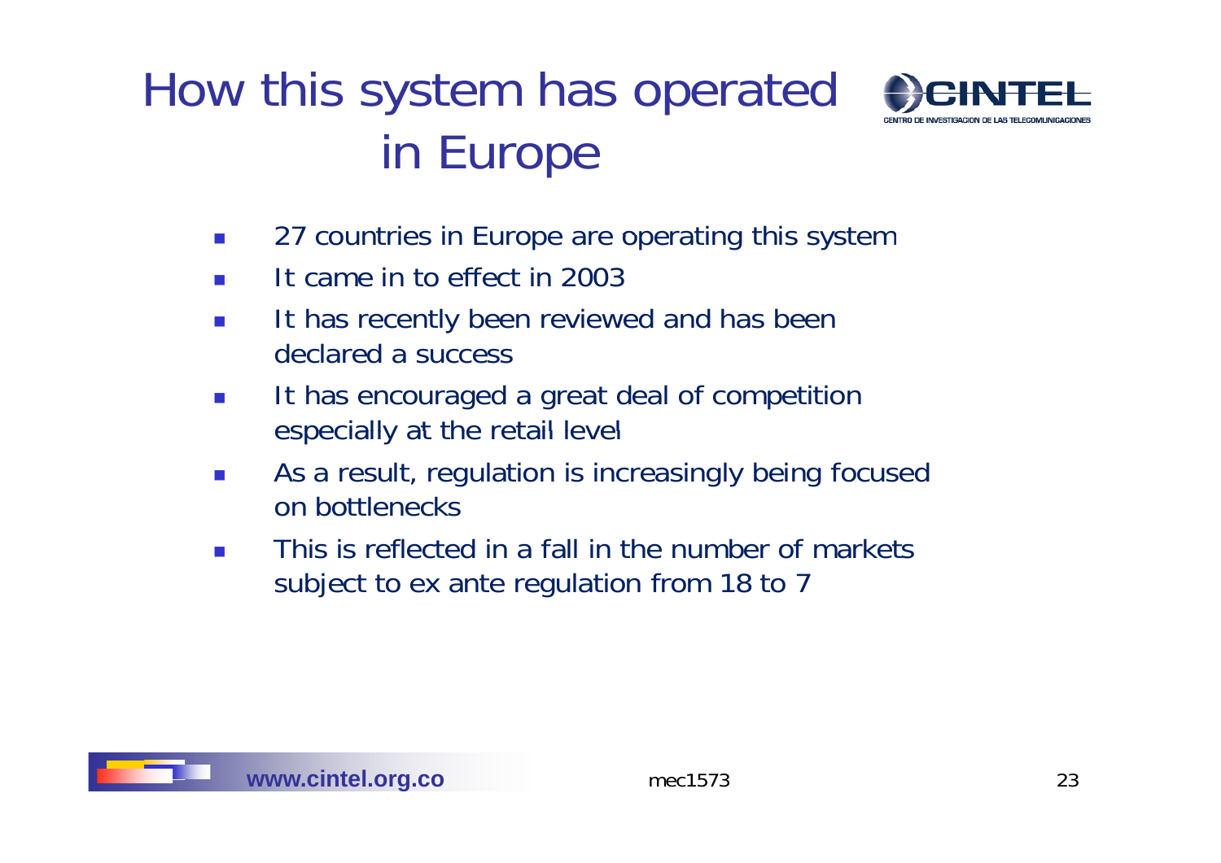# How this system has operated in Europe

- 27 countries in Europe are operating this system
- It came in to effect in 2003
- It has recently been reviewed and has been declared a success
- It has encouraged a great deal of competition especially at the retail level
- As a result, regulation is increasingly being focused on bottlenecks
- This is reflected in a fall in the number of markets subject to ex ante regulation from 18 to 7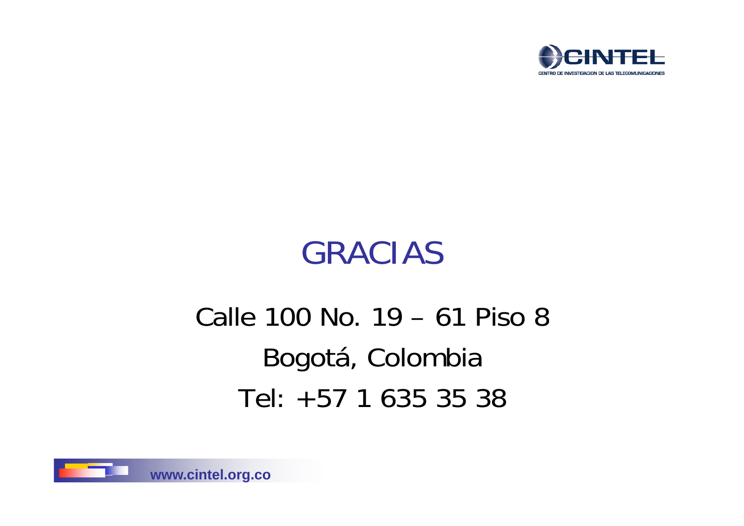CINTEL

CENTRO DE INVESTIGACION DE LAS TELECOMUNICACIONES

# GRACIAS

Calle 100 No. 19 – 61 Piso 8

Bogotá, Colombia

Tel: +57 1 635 35 38

**www.cintel.org.co**